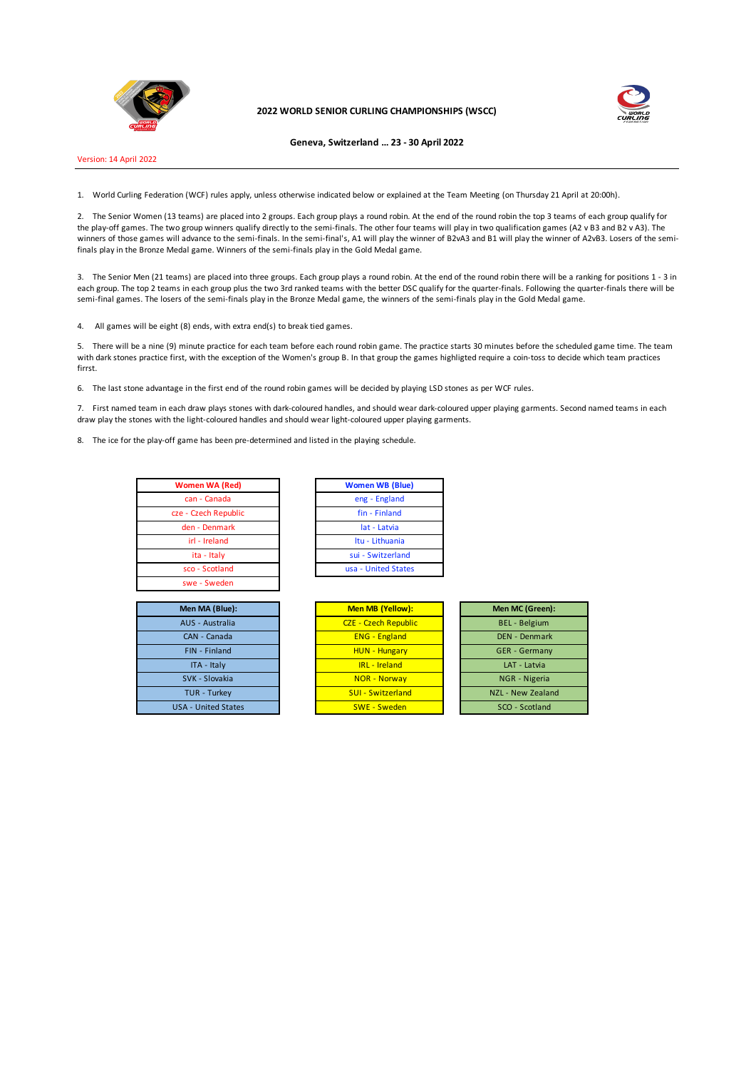# 2022 WORLD SENIOR CURLING CHAMPIONSHIPS (WSCC)

**Geneva, Switzerland ... 23 - 30 April 2022**

Version: 14 April 2022

1. World Curling Federation (WCF) rules apply, unless otherwise indicated below or explained at the Team Meeting (on Thursday 21 April at 20:00h).

2. The Senior Women (13 teams) are placed into 2 groups. Each group plays a round robin. At the end of the round robin the top 3 teams of each group qualify for the play-off games. The two group winners qualify directly to the semi-finals. The other four teams will play in two qualification games (A2 v B3 and B2 v A3). The winners of those games will advance to the semi-finals. In the semi-final's, A1 will play the winner of B2vA3 and B1 will play the winner of A2vB3. Losers of the semi-finals play in the Bronze Medal game. Winners of the semi-finals play in the Gold Medal game.

3. The Senior Men (21 teams) are placed into three groups. Each group plays a round robin. At the end of the round robin there will be a ranking for positions 1 - 3 in each group. The top 2 teams in each group plus the two 3rd ranked teams with the better DSC qualify for the quarter-finals. Following the quarter-finals there will be semi-final games. The losers of the semi-finals play in the Bronze Medal game, the winners of the semi-finals play in the Gold Medal game.

4. All games will be eight (8) ends, with extra end(s) to break tied games.

5. There will be a nine (9) minute practice for each team before each round robin game. The practice starts 30 minutes before the scheduled game time. The team with dark stones practice first, with the exception of the Women's group B. In that group the games highligted require a coin-toss to decide which team practices firrst.

6. The last stone advantage in the first end of the round robin games will be decided by playing LSD stones as per WCF rules.

7. First named team in each draw plays stones with dark-coloured handles, and should wear dark-coloured upper playing garments. Second named teams in each draw play the stones with the light-coloured handles and should wear light-coloured upper playing garments.

8. The ice for the play-off game has been pre-determined and listed in the playing schedule.

| Women WA (Red) |
|---|
| can - Canada |
| cze - Czech Republic |
| den - Denmark |
| irl - Ireland |
| ita - Italy |
| sco - Scotland |
| swe - Sweden |

| Women WB (Blue) |
|---|
| eng - England |
| fin - Finland |
| lat - Latvia |
| ltu - Lithuania |
| sui - Switzerland |
| usa - United States |

| Men MA (Blue): |
|---|
| AUS - Australia |
| CAN - Canada |
| FIN - Finland |
| ITA - Italy |
| SVK - Slovakia |
| TUR - Turkey |
| USA - United States |

| Men MB (Yellow): |
|---|
| CZE - Czech Republic |
| ENG - England |
| HUN - Hungary |
| IRL - Ireland |
| NOR - Norway |
| SUI - Switzerland |
| SWE - Sweden |

| Men MC (Green): |
|---|
| BEL - Belgium |
| DEN - Denmark |
| GER - Germany |
| LAT - Latvia |
| NGR - Nigeria |
| NZL - New Zealand |
| SCO - Scotland |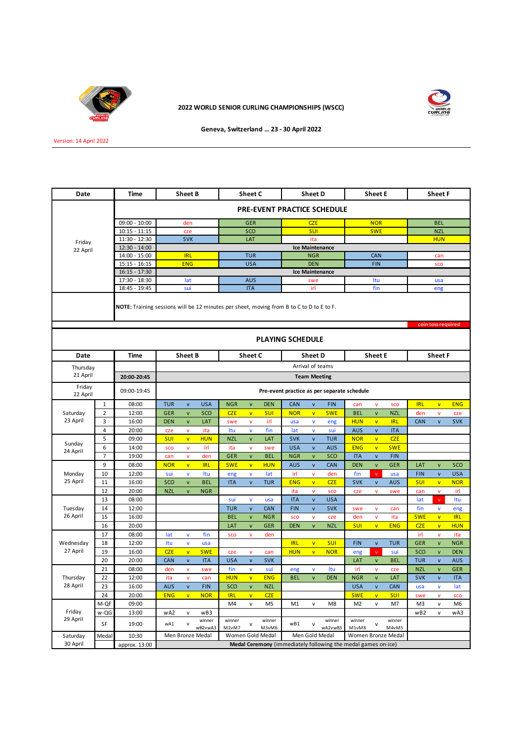# 2022 WORLD SENIOR CURLING CHAMPIONSHIPS (WSCC)

**Geneva, Switzerland ... 23 - 30 April 2022**

Version: 14 April 2022

## PRE-EVENT PRACTICE SCHEDULE

| Date | Time | Sheet B | Sheet C | Sheet D | Sheet E | Sheet F |
|---|---|---|---|---|---|---|
| Friday 22 April | 09:00 - 10:00 | den | GER | CZE | NOR | BEL |
| | 10:15 - 11:15 | cze | SCO | SUI | SWE | NZL |
| | 11:30 - 12:30 | SVK | LAT | ita | | HUN |
| | 12:30 - 14:00 | Ice Maintenance | | | | |
| | 14:00 - 15:00 | IRL | TUR | NGR | CAN | can |
| | 15:15 - 16:15 | ENG | USA | DEN | FIN | sco |
| | 16:15 - 17:30 | Ice Maintenance | | | | |
| | 17:30 - 18:30 | lat | AUS | swe | ltu | usa |
| | 18:45 - 19:45 | sui | ITA | irl | fin | eng |

**NOTE:** Training sessions will be 12 minutes per sheet, moving from B to C to D to E to F.

coin toss required

## PLAYING SCHEDULE

| Date | Draw | Time | Sheet B | Sheet C | Sheet D | Sheet E | Sheet F |
|---|---|---|---|---|---|---|---|
| Thursday 21 April | | | Arrival of teams | | | | |
| | | 20:00-20:45 | Team Meeting | | | | |
| Friday 22 April | | 09:00-19:45 | Pre-event practice as per separate schedule | | | | |
| Saturday 23 April | 1 | 08:00 | TUR v USA | NGR v DEN | CAN v FIN | can v sco | IRL v ENG |
| | 2 | 12:00 | GER v SCO | CZE v SUI | NOR v SWE | BEL v NZL | den v cze |
| | 3 | 16:00 | DEN v LAT | swe v irl | usa v eng | HUN v IRL | CAN v SVK |
| | 4 | 20:00 | cze v ita | ltu v fin | lat v sui | AUS v ITA | |
| Sunday 24 April | 5 | 09:00 | SUI v HUN | NZL v LAT | SVK v TUR | NOR v CZE | |
| | 6 | 14:00 | sco v irl | ita v swe | USA v AUS | ENG v SWE | |
| | 7 | 19:00 | can v den | GER v BEL | NGR v SCO | ITA v FIN | |
| Monday 25 April | 9 | 08:00 | NOR v IRL | SWE v HUN | AUS v CAN | DEN v GER | LAT v SCO |
| | 10 | 12:00 | sui v ltu | eng v lat | irl v den | fin v usa | FIN v USA |
| | 11 | 16:00 | SCO v BEL | ITA v TUR | ENG v CZE | SVK v AUS | SUI v NOR |
| | 12 | 20:00 | NZL v NGR | | ita v sco | cze v swe | can v irl |
| Tuesday 26 April | 13 | 08:00 | | sui v usa | ITA v USA | | lat v ltu |
| | 14 | 12:00 | | TUR v CAN | FIN v SVK | swe v can | fin v eng |
| | 15 | 16:00 | | BEL v NGR | sco v cze | den v ita | SWE v IRL |
| | 16 | 20:00 | | LAT v GER | DEN v NZL | SUI v ENG | CZE v HUN |
| Wednesday 27 April | 17 | 08:00 | lat v fin | sco v den | | | irl v ita |
| | 18 | 12:00 | ltu v usa | | IRL v SUI | FIN v TUR | GER v NGR |
| | 19 | 16:00 | CZE v SWE | cze v can | HUN v NOR | eng v sui | SCO v DEN |
| | 20 | 20:00 | CAN v ITA | USA v SVK | | LAT v BEL | TUR v AUS |
| Thursday 28 April | 21 | 08:00 | den v swe | fin v sui | eng v ltu | irl v cze | NZL v GER |
| | 22 | 12:00 | ita v can | HUN v ENG | BEL v DEN | NGR v LAT | SVK v ITA |
| | 23 | 16:00 | AUS v FIN | SCO v NZL | | USA v CAN | usa v lat |
| | 24 | 20:00 | ENG v NOR | IRL v CZE | | SWE v SUI | swe v sco |
| Friday 29 April | M-QF | 09:00 | | M4 v M5 | M1 v M8 | M2 v M7 | M3 v M6 |
| | w-QG | 13:00 | wA2 v wB3 | | | | wB2 v wA3 |
| | SF | 19:00 | wA1 v winner wB2vwA3 | winner M2vM7 v winner M3vM6 | wB1 v winner wA2vwB3 | winner M1vM8 v winner M4vM5 | |
| Saturday 30 April | Medal | 10:30 | Men Bronze Medal | Women Gold Medal | Men Gold Medal | Women Bronze Medal | |
| | | approx. 13:00 | **Medal Ceremony** (immediately following the medal games on-ice) | | | | |